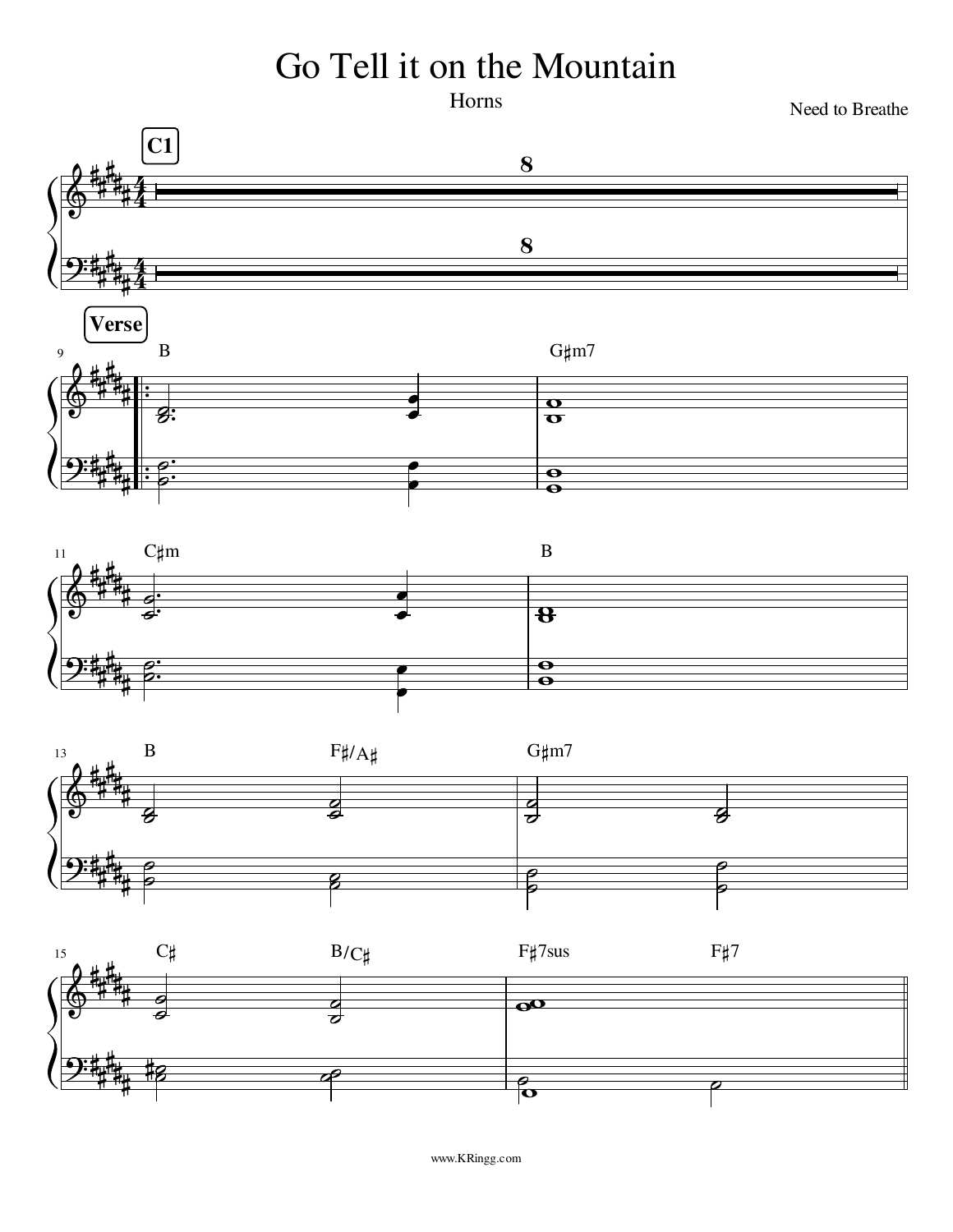# Go Tell it on the Mountain

Horns

Need to Breathe

**C1**

8

8

**Verse**

B G♯m7

C♯m B

B F♯/A♯ G♯m7

C♯ B/C♯ F♯7sus F♯7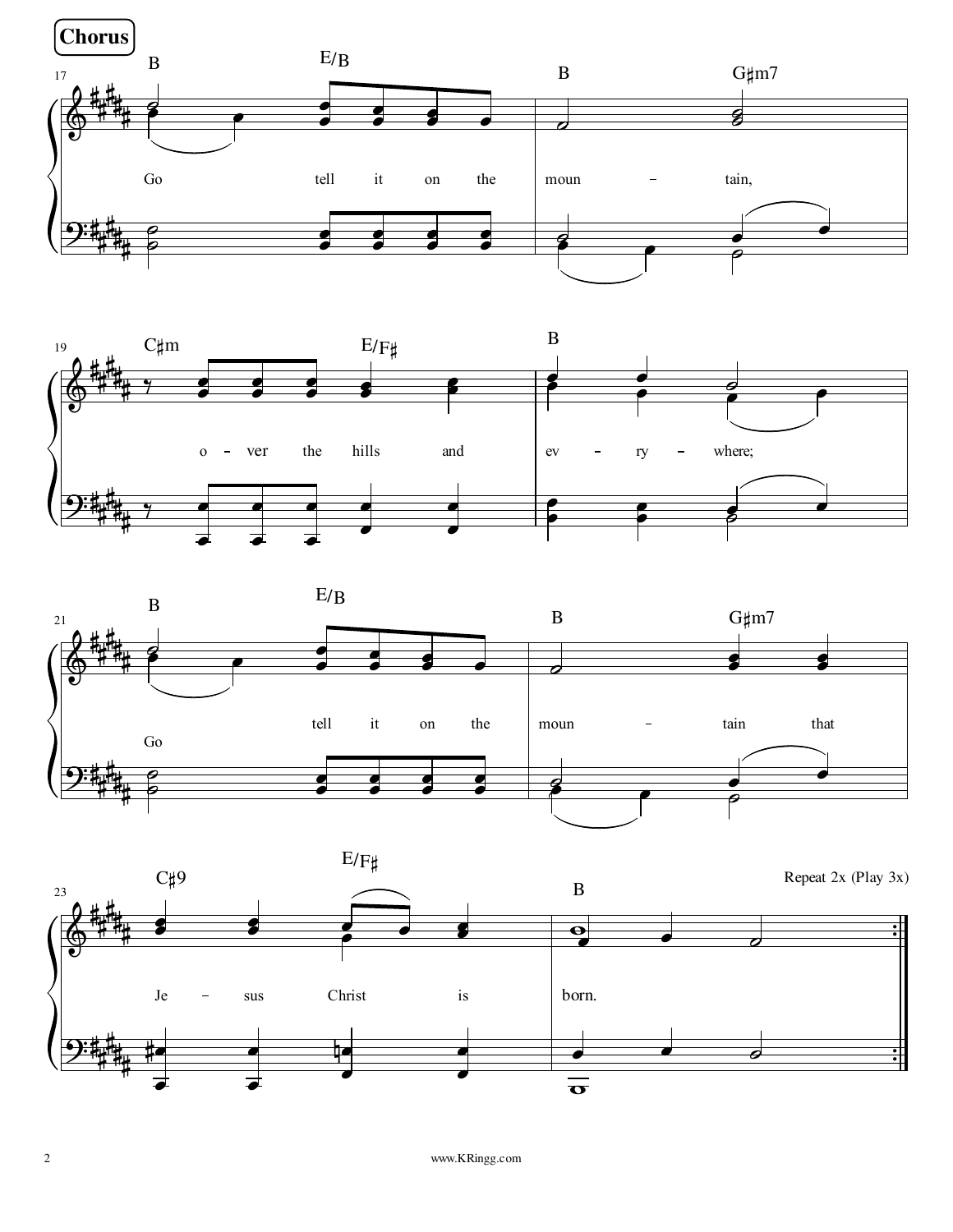**Chorus**

B E/B B G♯m7

Go tell it on the moun - tain,

C♯m E/F♯ B

o - ver the hills and ev - ry - where;

B E/B B G♯m7

Go tell it on the moun - tain that

C♯9 E/F♯ B

Je - sus Christ is born.

Repeat 2x (Play 3x)

www.KRingg.com